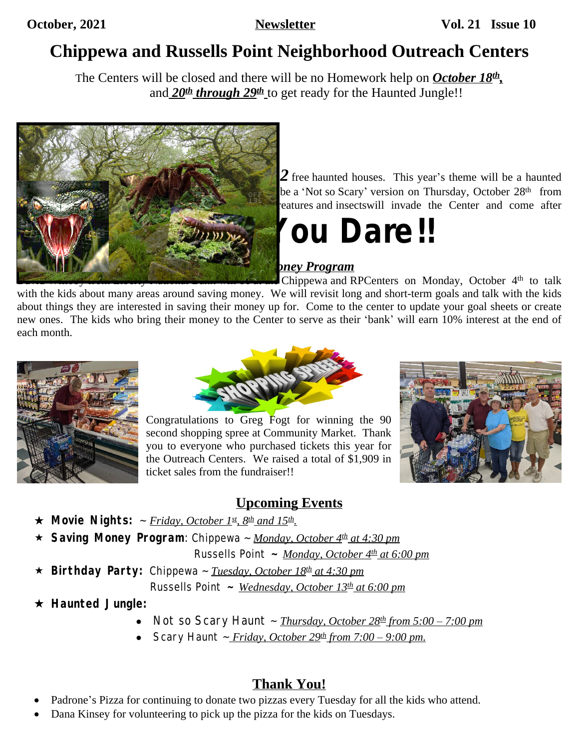October, 2021 **Newsletter** Vol. 21 Issue 10

# Chippewa and Russells Point Neighborhood Outreach Centers

The Centers will be closed and there will be no Homework help on ***October 18th***, and ***20th through 29th*** to get ready for the Haunted Jungle!!

***2*** free haunted houses. This year's theme will be a haunted … be a 'Not so Scary' version on Thursday, October 28th from … reatures and insectswill invade the Center and come after

## …ou Dare!!

### …ney Program

… Chippewa and RPCenters on Monday, October 4th to talk with the kids about many areas around saving money. We will revisit long and short-term goals and talk with the kids about things they are interested in saving their money up for. Come to the center to update your goal sheets or create new ones. The kids who bring their money to the Center to serve as their 'bank' will earn 10% interest at the end of each month.

Congratulations to Greg Fogt for winning the 90 second shopping spree at Community Market. Thank you to everyone who purchased tickets this year for the Outreach Centers. We raised a total of $1,909 in ticket sales from the fundraiser!!

## Upcoming Events

- **Movie Nights:** ~ *Friday, October 1st, 8th and 15th.*
- **Saving Money Program**: Chippewa ~ *Monday, October 4th at 4:30 pm*
  Russells Point ~ *Monday, October 4th at 6:00 pm*
- **Birthday Party:** Chippewa ~ *Tuesday, October 18th at 4:30 pm*
  Russells Point ~ *Wednesday, October 13th at 6:00 pm*
- **Haunted Jungle:**
  - Not so Scary Haunt ~ *Thursday, October 28th from 5:00 – 7:00 pm*
  - Scary Haunt ~ *Friday, October 29th from 7:00 – 9:00 pm.*

## Thank You!

- Padrone's Pizza for continuing to donate two pizzas every Tuesday for all the kids who attend.
- Dana Kinsey for volunteering to pick up the pizza for the kids on Tuesdays.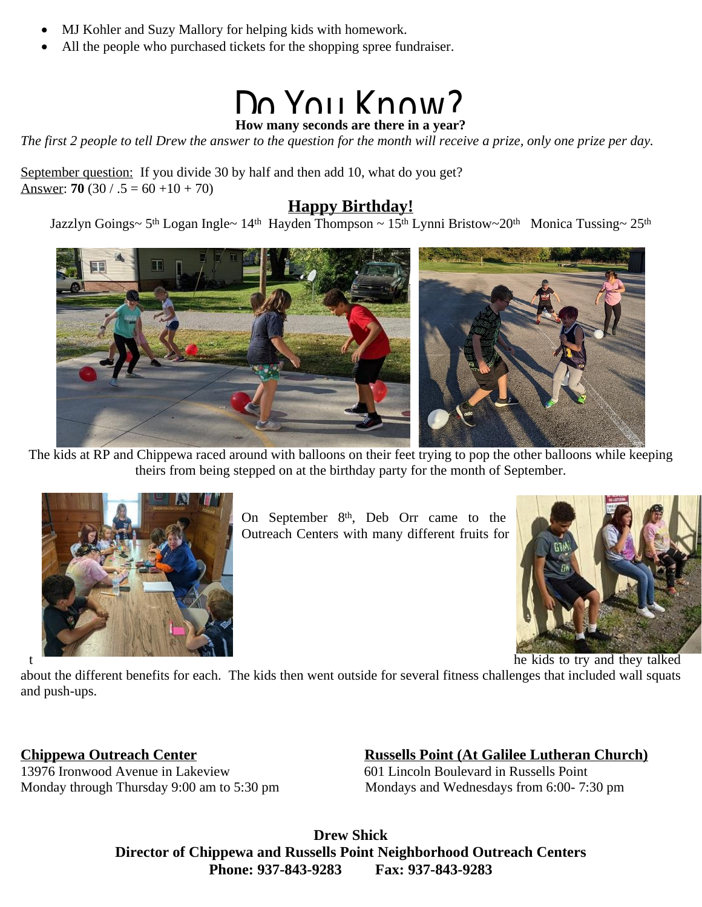- MJ Kohler and Suzy Mallory for helping kids with homework.
- All the people who purchased tickets for the shopping spree fundraiser.

# Do You Know?

**How many seconds are there in a year?**

*The first 2 people to tell Drew the answer to the question for the month will receive a prize, only one prize per day.*

September question: If you divide 30 by half and then add 10, what do you get?
Answer: **70** (30 / .5 = 60 +10 + 70)

## Happy Birthday!

Jazzlyn Goings~ 5th Logan Ingle~ 14th Hayden Thompson ~ 15th Lynni Bristow~20th Monica Tussing~ 25th

The kids at RP and Chippewa raced around with balloons on their feet trying to pop the other balloons while keeping theirs from being stepped on at the birthday party for the month of September.

On September 8th, Deb Orr came to the Outreach Centers with many different fruits for the kids to try and they talked about the different benefits for each. The kids then went outside for several fitness challenges that included wall squats and push-ups.

**Chippewa Outreach Center**
13976 Ironwood Avenue in Lakeview
Monday through Thursday 9:00 am to 5:30 pm

**Russells Point (At Galilee Lutheran Church)**
601 Lincoln Boulevard in Russells Point
Mondays and Wednesdays from 6:00- 7:30 pm

**Drew Shick**
**Director of Chippewa and Russells Point Neighborhood Outreach Centers**
**Phone: 937-843-9283 Fax: 937-843-9283**